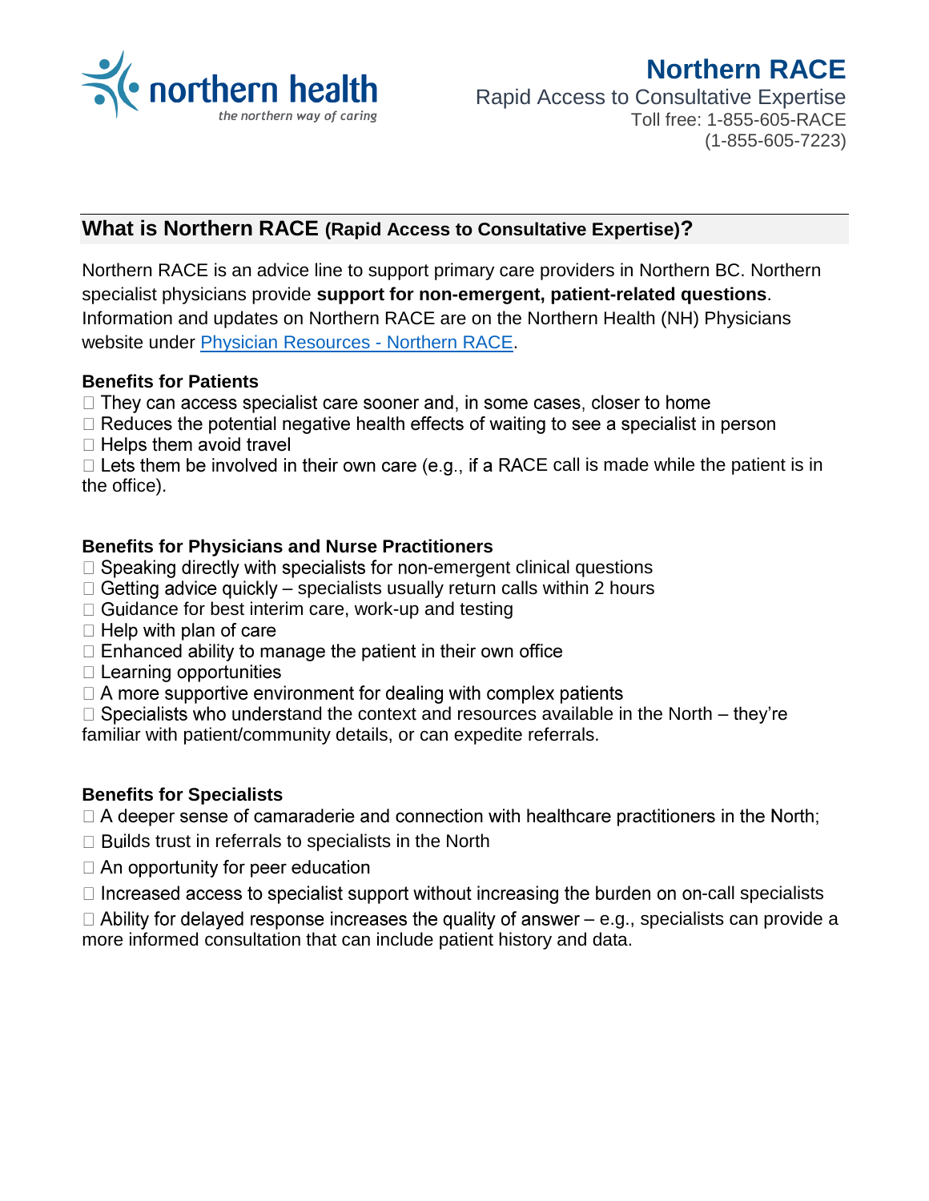northern health
*the northern way of caring*

# Northern RACE

Rapid Access to Consultative Expertise
Toll free: 1-855-605-RACE
(1-855-605-7223)

## What is Northern RACE (Rapid Access to Consultative Expertise)?

Northern RACE is an advice line to support primary care providers in Northern BC. Northern specialist physicians provide **support for non-emergent, patient-related questions**. Information and updates on Northern RACE are on the Northern Health (NH) Physicians website under [Physician Resources - Northern RACE](Physician Resources - Northern RACE).

### Benefits for Patients

- They can access specialist care sooner and, in some cases, closer to home
- Reduces the potential negative health effects of waiting to see a specialist in person
- Helps them avoid travel
- Lets them be involved in their own care (e.g., if a RACE call is made while the patient is in the office).

### Benefits for Physicians and Nurse Practitioners

- Speaking directly with specialists for non-emergent clinical questions
- Getting advice quickly – specialists usually return calls within 2 hours
- Guidance for best interim care, work-up and testing
- Help with plan of care
- Enhanced ability to manage the patient in their own office
- Learning opportunities
- A more supportive environment for dealing with complex patients
- Specialists who understand the context and resources available in the North – they're familiar with patient/community details, or can expedite referrals.

### Benefits for Specialists

- A deeper sense of camaraderie and connection with healthcare practitioners in the North;
- Builds trust in referrals to specialists in the North
- An opportunity for peer education
- Increased access to specialist support without increasing the burden on on-call specialists
- Ability for delayed response increases the quality of answer – e.g., specialists can provide a more informed consultation that can include patient history and data.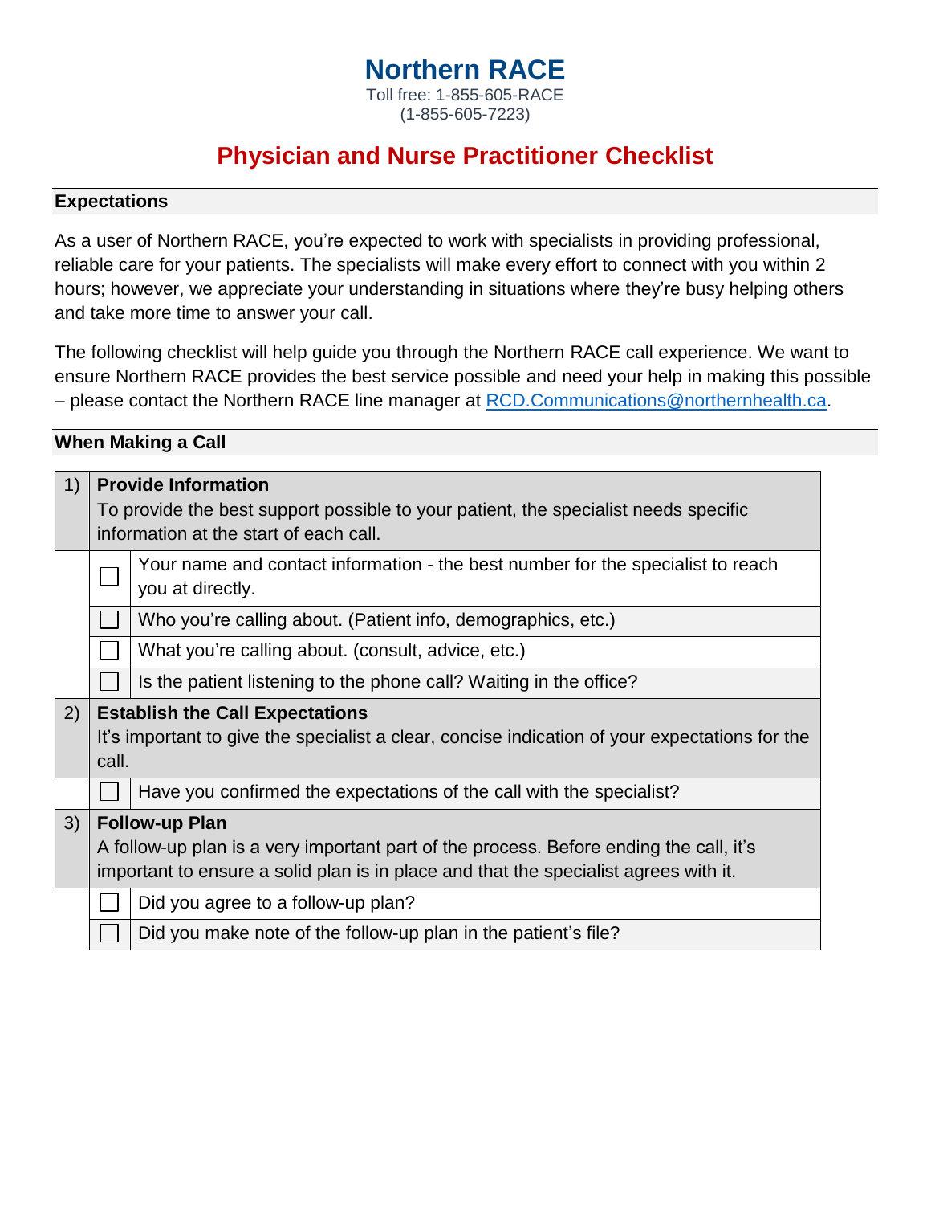# Northern RACE

Toll free: 1-855-605-RACE
(1-855-605-7223)

## Physician and Nurse Practitioner Checklist

### Expectations

As a user of Northern RACE, you're expected to work with specialists in providing professional, reliable care for your patients. The specialists will make every effort to connect with you within 2 hours; however, we appreciate your understanding in situations where they're busy helping others and take more time to answer your call.

The following checklist will help guide you through the Northern RACE call experience. We want to ensure Northern RACE provides the best service possible and need your help in making this possible – please contact the Northern RACE line manager at RCD.Communications@northernhealth.ca.

### When Making a Call

| | | |
|---|---|---|
| 1) | **Provide Information**<br>To provide the best support possible to your patient, the specialist needs specific information at the start of each call. | |
| | ☐ | Your name and contact information - the best number for the specialist to reach you at directly. |
| | ☐ | Who you're calling about. (Patient info, demographics, etc.) |
| | ☐ | What you're calling about. (consult, advice, etc.) |
| | ☐ | Is the patient listening to the phone call? Waiting in the office? |
| 2) | **Establish the Call Expectations**<br>It's important to give the specialist a clear, concise indication of your expectations for the call. | |
| | ☐ | Have you confirmed the expectations of the call with the specialist? |
| 3) | **Follow-up Plan**<br>A follow-up plan is a very important part of the process. Before ending the call, it's important to ensure a solid plan is in place and that the specialist agrees with it. | |
| | ☐ | Did you agree to a follow-up plan? |
| | ☐ | Did you make note of the follow-up plan in the patient's file? |